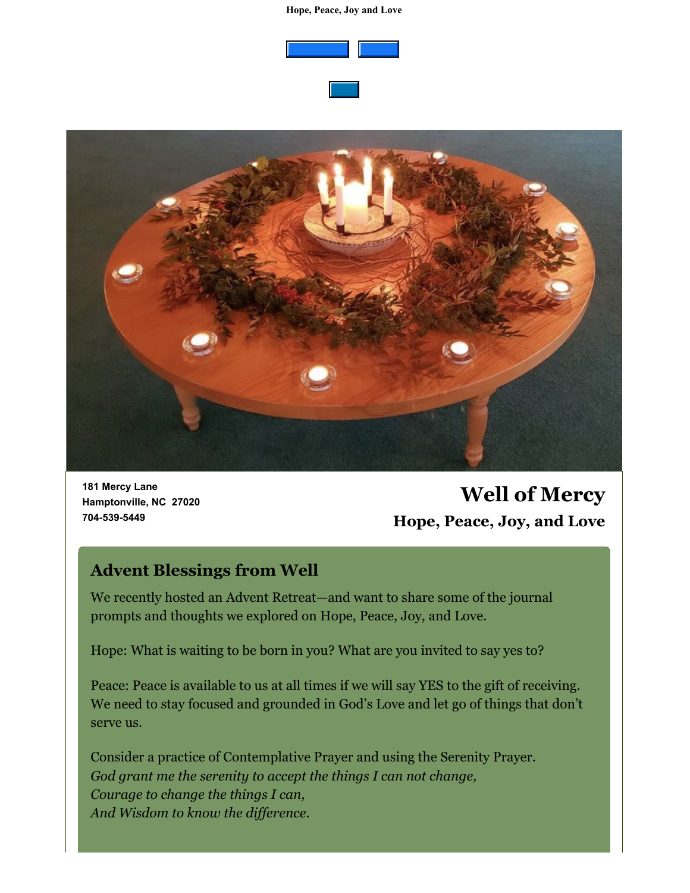Hope, Peace, Joy and Love

181 Mercy Lane
Hamptonville, NC 27020
704-539-5449

# Well of Mercy

## Hope, Peace, Joy, and Love

### Advent Blessings from Well

We recently hosted an Advent Retreat—and want to share some of the journal prompts and thoughts we explored on Hope, Peace, Joy, and Love.

Hope: What is waiting to be born in you? What are you invited to say yes to?

Peace: Peace is available to us at all times if we will say YES to the gift of receiving. We need to stay focused and grounded in God's Love and let go of things that don't serve us.

Consider a practice of Contemplative Prayer and using the Serenity Prayer.
*God grant me the serenity to accept the things I can not change,*
*Courage to change the things I can,*
*And Wisdom to know the difference.*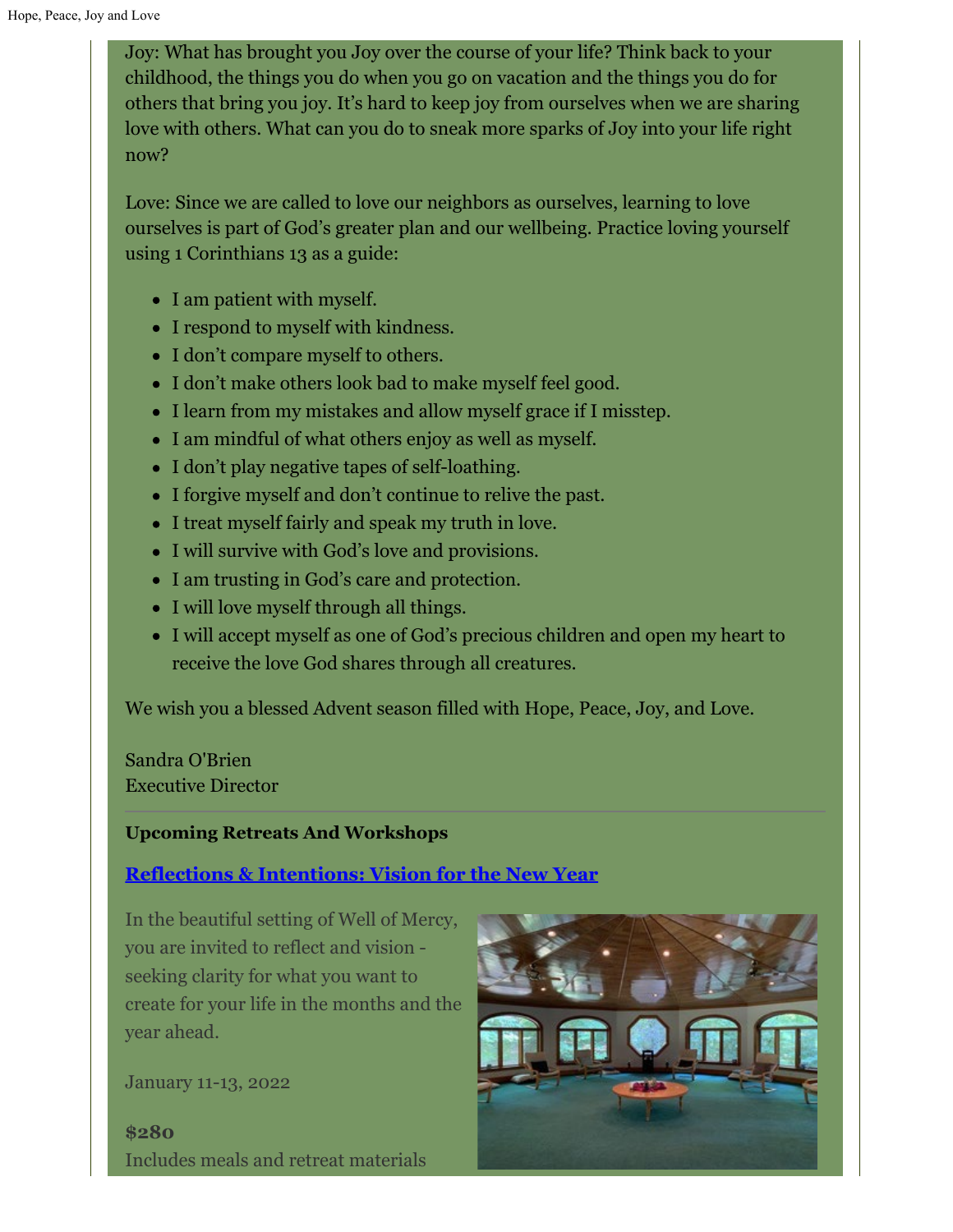Joy: What has brought you Joy over the course of your life? Think back to your childhood, the things you do when you go on vacation and the things you do for others that bring you joy. It's hard to keep joy from ourselves when we are sharing love with others. What can you do to sneak more sparks of Joy into your life right now?

Love: Since we are called to love our neighbors as ourselves, learning to love ourselves is part of God's greater plan and our wellbeing. Practice loving yourself using 1 Corinthians 13 as a guide:

- I am patient with myself.
- I respond to myself with kindness.
- I don't compare myself to others.
- I don't make others look bad to make myself feel good.
- I learn from my mistakes and allow myself grace if I misstep.
- I am mindful of what others enjoy as well as myself.
- I don't play negative tapes of self-loathing.
- I forgive myself and don't continue to relive the past.
- I treat myself fairly and speak my truth in love.
- I will survive with God's love and provisions.
- I am trusting in God's care and protection.
- I will love myself through all things.
- I will accept myself as one of God's precious children and open my heart to receive the love God shares through all creatures.

We wish you a blessed Advent season filled with Hope, Peace, Joy, and Love.

Sandra O'Brien
Executive Director

---

**Upcoming Retreats And Workshops**

**Reflections & Intentions: Vision for the New Year**

In the beautiful setting of Well of Mercy, you are invited to reflect and vision - seeking clarity for what you want to create for your life in the months and the year ahead.

January 11-13, 2022

**$280**
Includes meals and retreat materials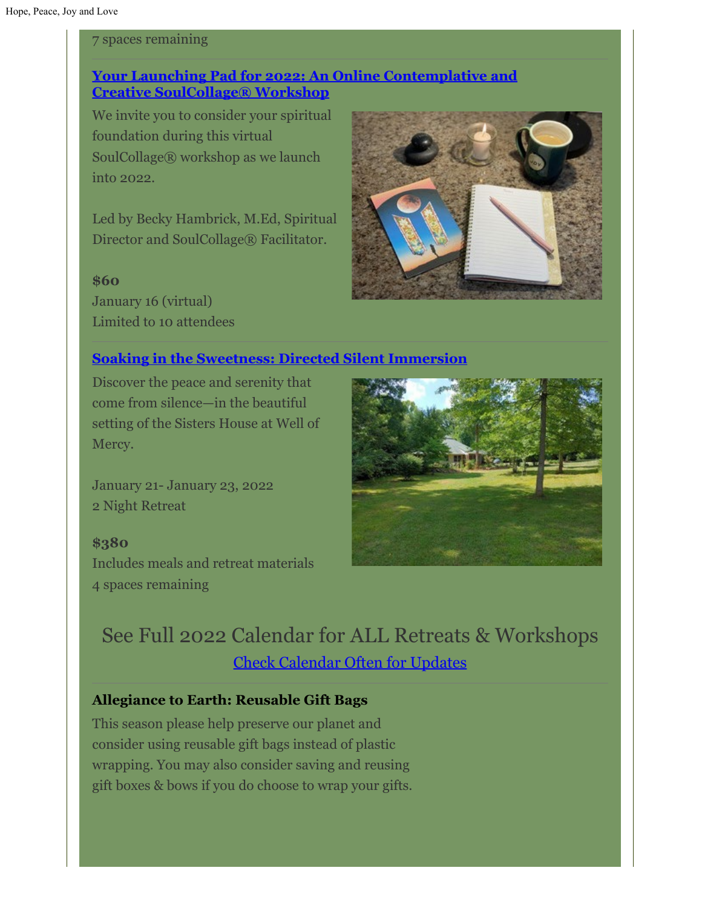7 spaces remaining

### Your Launching Pad for 2022: An Online Contemplative and Creative SoulCollage® Workshop

We invite you to consider your spiritual foundation during this virtual SoulCollage® workshop as we launch into 2022.

Led by Becky Hambrick, M.Ed, Spiritual Director and SoulCollage® Facilitator.

**$60**
January 16 (virtual)
Limited to 10 attendees

### Soaking in the Sweetness: Directed Silent Immersion

Discover the peace and serenity that come from silence—in the beautiful setting of the Sisters House at Well of Mercy.

January 21- January 23, 2022
2 Night Retreat

**$380**
Includes meals and retreat materials
4 spaces remaining

## See Full 2022 Calendar for ALL Retreats & Workshops

Check Calendar Often for Updates

### Allegiance to Earth: Reusable Gift Bags

This season please help preserve our planet and consider using reusable gift bags instead of plastic wrapping. You may also consider saving and reusing gift boxes & bows if you do choose to wrap your gifts.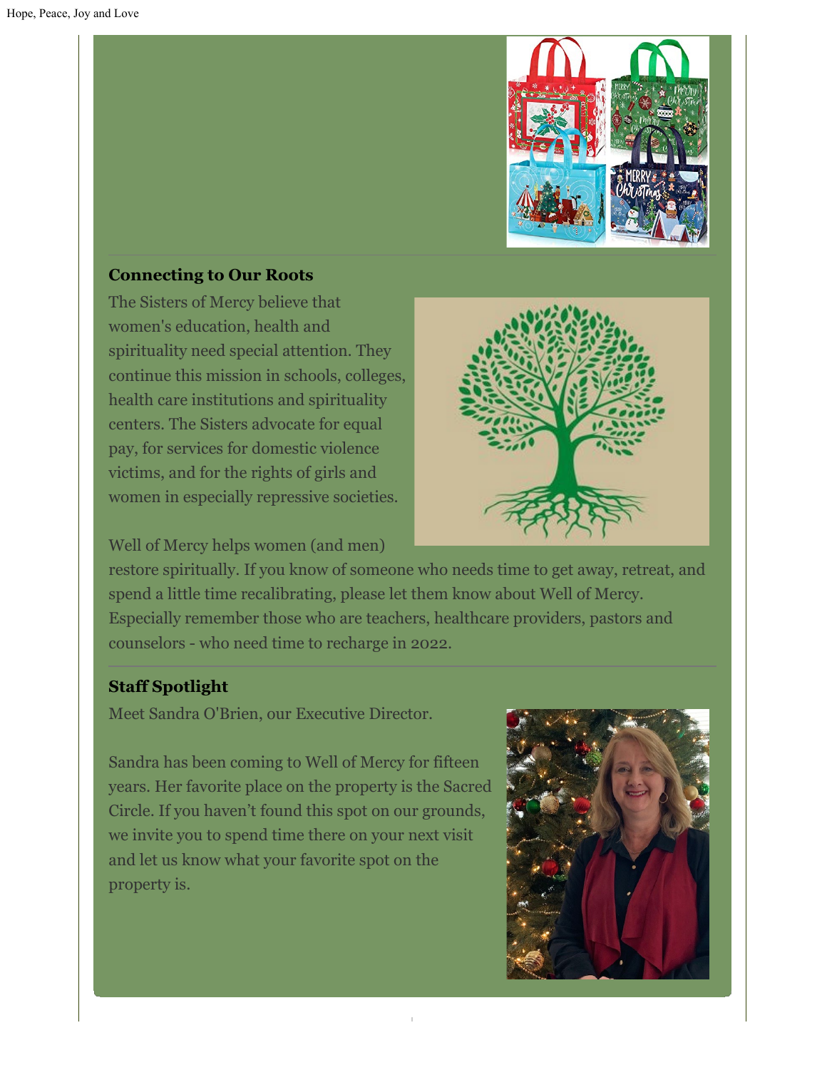### Connecting to Our Roots

The Sisters of Mercy believe that women's education, health and spirituality need special attention. They continue this mission in schools, colleges, health care institutions and spirituality centers. The Sisters advocate for equal pay, for services for domestic violence victims, and for the rights of girls and women in especially repressive societies.

Well of Mercy helps women (and men) restore spiritually. If you know of someone who needs time to get away, retreat, and spend a little time recalibrating, please let them know about Well of Mercy. Especially remember those who are teachers, healthcare providers, pastors and counselors - who need time to recharge in 2022.

### Staff Spotlight

Meet Sandra O'Brien, our Executive Director.

Sandra has been coming to Well of Mercy for fifteen years. Her favorite place on the property is the Sacred Circle. If you haven't found this spot on our grounds, we invite you to spend time there on your next visit and let us know what your favorite spot on the property is.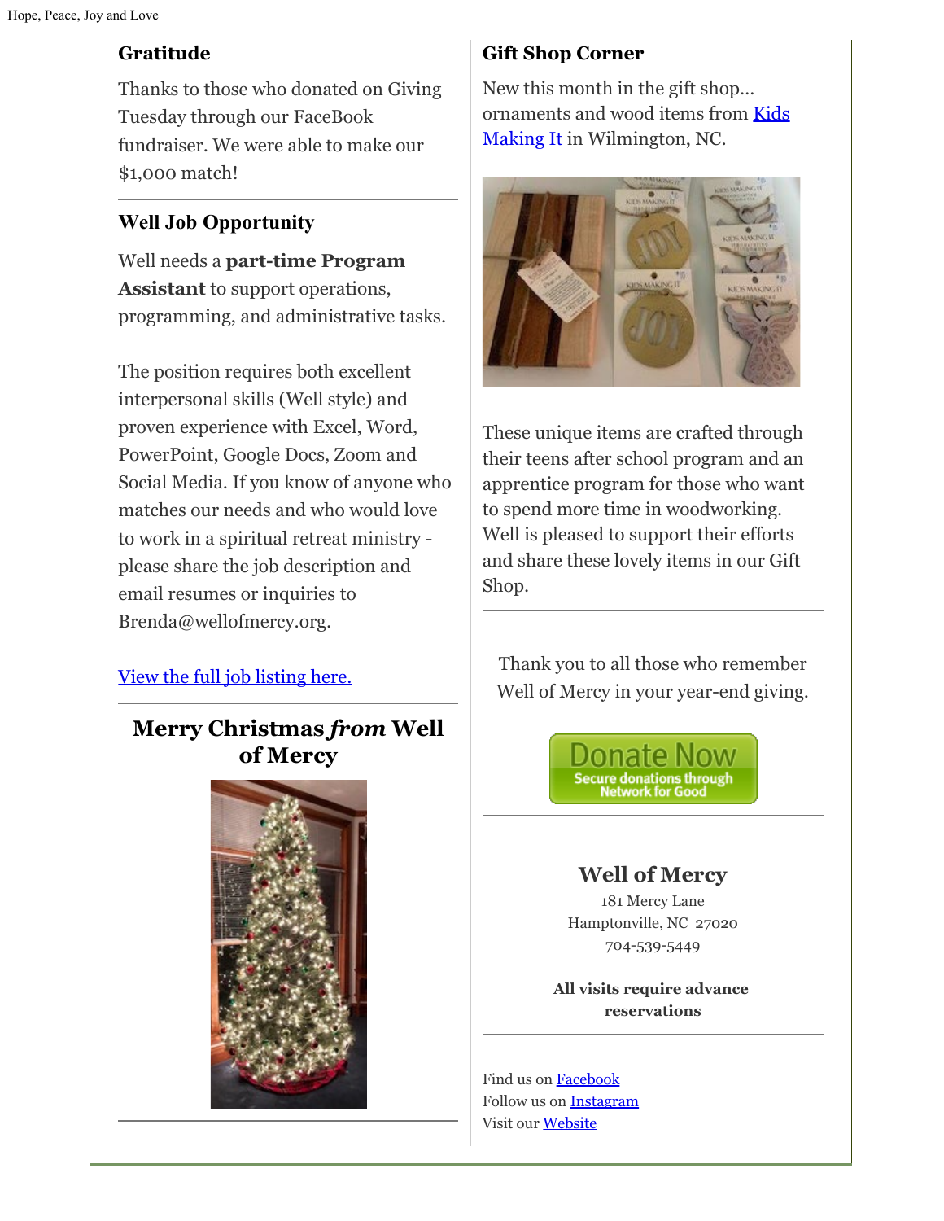## Gratitude

Thanks to those who donated on Giving Tuesday through our FaceBook fundraiser. We were able to make our $1,000 match!

## Well Job Opportunity

Well needs a **part-time Program Assistant** to support operations, programming, and administrative tasks.

The position requires both excellent interpersonal skills (Well style) and proven experience with Excel, Word, PowerPoint, Google Docs, Zoom and Social Media. If you know of anyone who matches our needs and who would love to work in a spiritual retreat ministry - please share the job description and email resumes or inquiries to Brenda@wellofmercy.org.

[View the full job listing here.]

## Merry Christmas *from* Well of Mercy

## Gift Shop Corner

New this month in the gift shop... ornaments and wood items from [Kids Making It] in Wilmington, NC.

These unique items are crafted through their teens after school program and an apprentice program for those who want to spend more time in woodworking. Well is pleased to support their efforts and share these lovely items in our Gift Shop.

Thank you to all those who remember Well of Mercy in your year-end giving.

Donate Now
Secure donations through Network for Good

## Well of Mercy

181 Mercy Lane
Hamptonville, NC 27020
704-539-5449

**All visits require advance reservations**

Find us on [Facebook]
Follow us on [Instagram]
Visit our [Website]